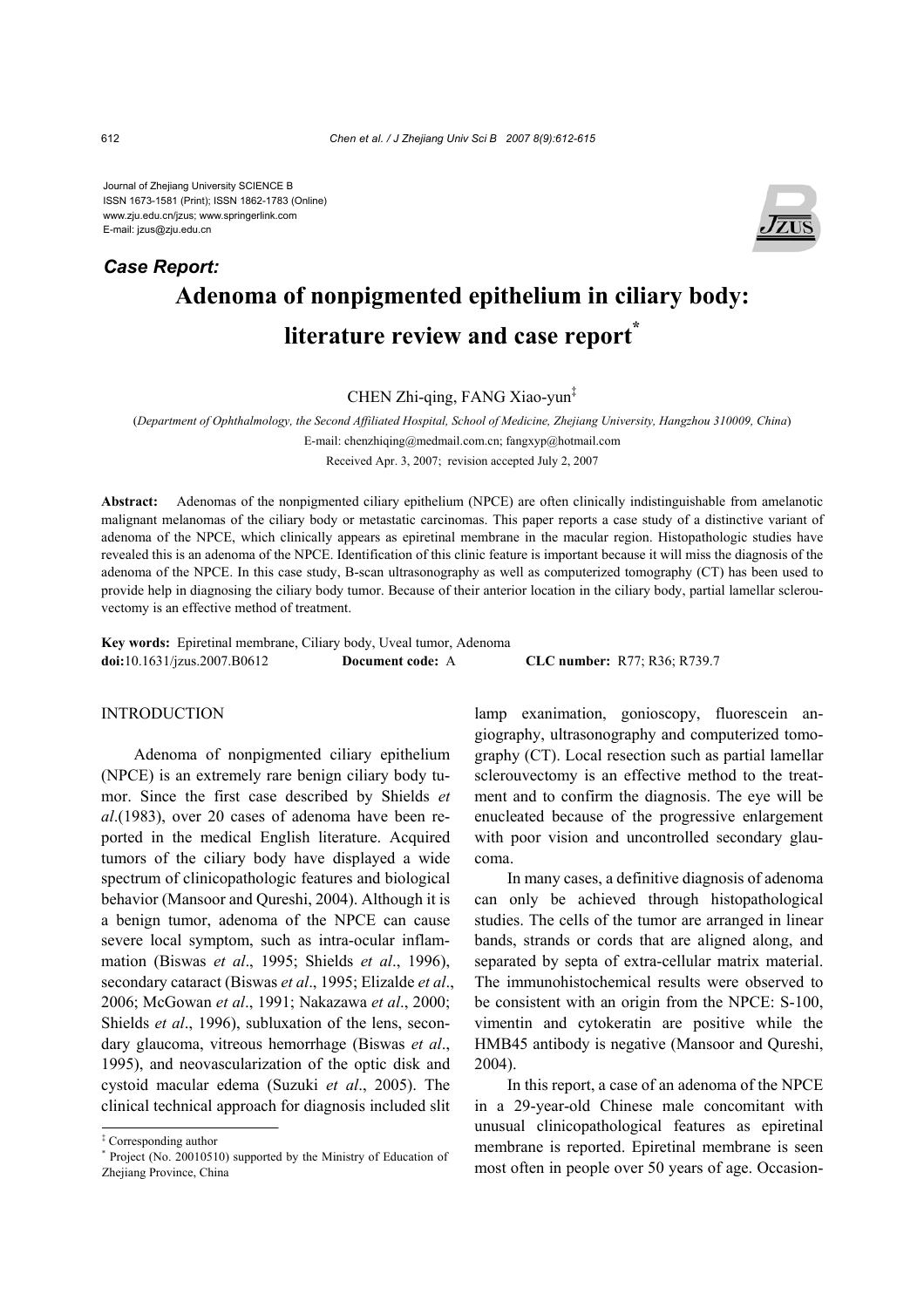Journal of Zhejiang University SCIENCE B
ISSN 1673-1581 (Print); ISSN 1862-1783 (Online)
www.zju.edu.cn/jzus; www.springerlink.com
E-mail: jzus@zju.edu.cn

***Case Report:***

# Adenoma of nonpigmented epithelium in ciliary body: literature review and case report*

CHEN Zhi-qing, FANG Xiao-yun‡

(*Department of Ophthalmology, the Second Affiliated Hospital, School of Medicine, Zhejiang University, Hangzhou 310009, China*)

E-mail: chenzhiqing@medmail.com.cn; fangxyp@hotmail.com

Received Apr. 3, 2007; revision accepted July 2, 2007

**Abstract:** Adenomas of the nonpigmented ciliary epithelium (NPCE) are often clinically indistinguishable from amelanotic malignant melanomas of the ciliary body or metastatic carcinomas. This paper reports a case study of a distinctive variant of adenoma of the NPCE, which clinically appears as epiretinal membrane in the macular region. Histopathologic studies have revealed this is an adenoma of the NPCE. Identification of this clinic feature is important because it will miss the diagnosis of the adenoma of the NPCE. In this case study, B-scan ultrasonography as well as computerized tomography (CT) has been used to provide help in diagnosing the ciliary body tumor. Because of their anterior location in the ciliary body, partial lamellar sclerouvectomy is an effective method of treatment.

**Key words:** Epiretinal membrane, Ciliary body, Uveal tumor, Adenoma

**doi:**10.1631/jzus.2007.B0612 **Document code:** A **CLC number:** R77; R36; R739.7

## INTRODUCTION

Adenoma of nonpigmented ciliary epithelium (NPCE) is an extremely rare benign ciliary body tumor. Since the first case described by Shields *et al*.(1983), over 20 cases of adenoma have been reported in the medical English literature. Acquired tumors of the ciliary body have displayed a wide spectrum of clinicopathologic features and biological behavior (Mansoor and Qureshi, 2004). Although it is a benign tumor, adenoma of the NPCE can cause severe local symptom, such as intra-ocular inflammation (Biswas *et al*., 1995; Shields *et al*., 1996), secondary cataract (Biswas *et al*., 1995; Elizalde *et al*., 2006; McGowan *et al*., 1991; Nakazawa *et al*., 2000; Shields *et al*., 1996), subluxation of the lens, secondary glaucoma, vitreous hemorrhage (Biswas *et al*., 1995), and neovascularization of the optic disk and cystoid macular edema (Suzuki *et al*., 2005). The clinical technical approach for diagnosis included slit lamp exanimation, gonioscopy, fluorescein angiography, ultrasonography and computerized tomography (CT). Local resection such as partial lamellar sclerouvectomy is an effective method to the treatment and to confirm the diagnosis. The eye will be enucleated because of the progressive enlargement with poor vision and uncontrolled secondary glaucoma.

In many cases, a definitive diagnosis of adenoma can only be achieved through histopathological studies. The cells of the tumor are arranged in linear bands, strands or cords that are aligned along, and separated by septa of extra-cellular matrix material. The immunohistochemical results were observed to be consistent with an origin from the NPCE: S-100, vimentin and cytokeratin are positive while the HMB45 antibody is negative (Mansoor and Qureshi, 2004).

In this report, a case of an adenoma of the NPCE in a 29-year-old Chinese male concomitant with unusual clinicopathological features as epiretinal membrane is reported. Epiretinal membrane is seen most often in people over 50 years of age. Occasion-

‡ Corresponding author

\* Project (No. 20010510) supported by the Ministry of Education of Zhejiang Province, China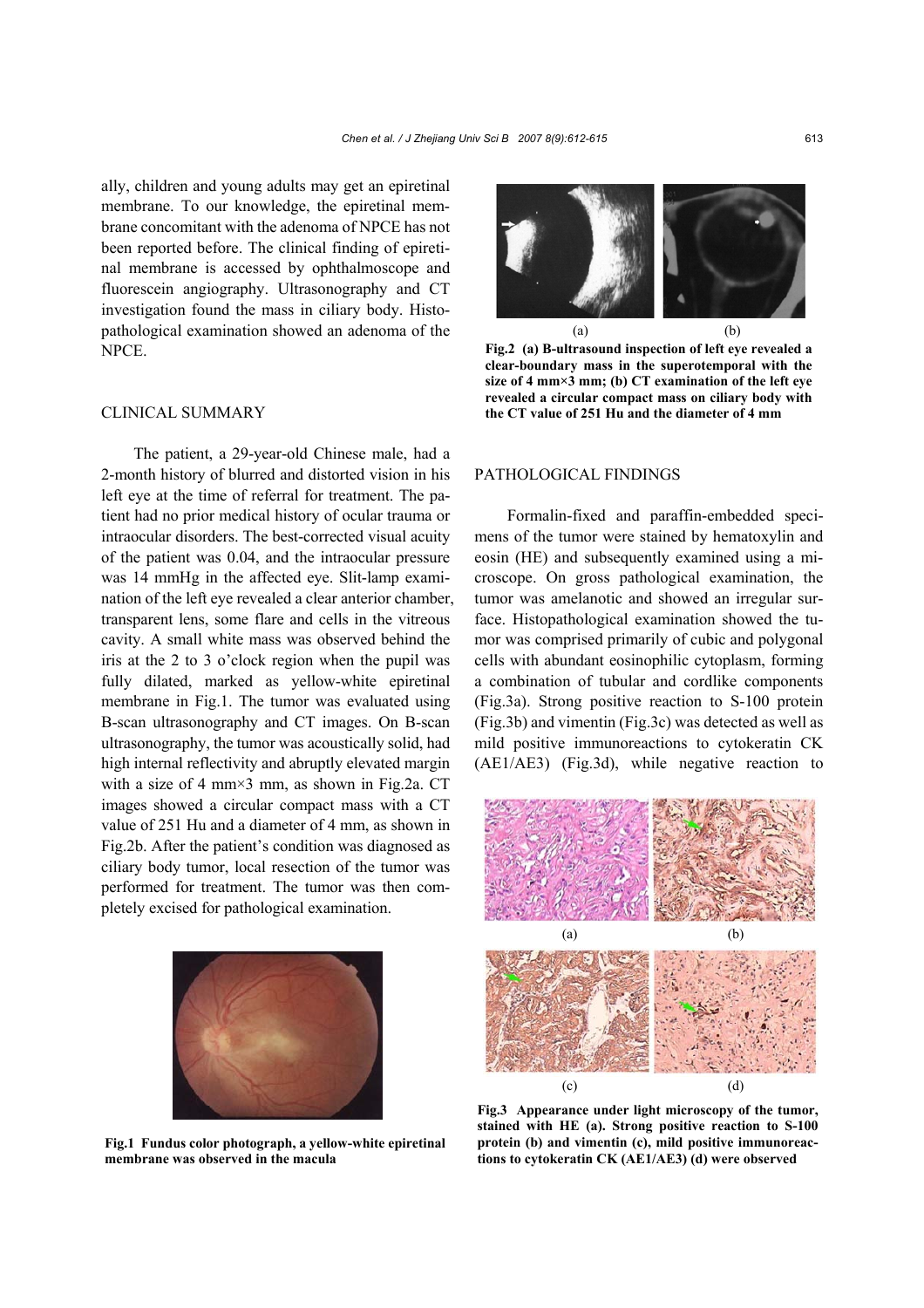ally, children and young adults may get an epiretinal membrane. To our knowledge, the epiretinal membrane concomitant with the adenoma of NPCE has not been reported before. The clinical finding of epiretinal membrane is accessed by ophthalmoscope and fluorescein angiography. Ultrasonography and CT investigation found the mass in ciliary body. Histopathological examination showed an adenoma of the NPCE.

## CLINICAL SUMMARY

The patient, a 29-year-old Chinese male, had a 2-month history of blurred and distorted vision in his left eye at the time of referral for treatment. The patient had no prior medical history of ocular trauma or intraocular disorders. The best-corrected visual acuity of the patient was 0.04, and the intraocular pressure was 14 mmHg in the affected eye. Slit-lamp examination of the left eye revealed a clear anterior chamber, transparent lens, some flare and cells in the vitreous cavity. A small white mass was observed behind the iris at the 2 to 3 o'clock region when the pupil was fully dilated, marked as yellow-white epiretinal membrane in Fig.1. The tumor was evaluated using B-scan ultrasonography and CT images. On B-scan ultrasonography, the tumor was acoustically solid, had high internal reflectivity and abruptly elevated margin with a size of 4 mm×3 mm, as shown in Fig.2a. CT images showed a circular compact mass with a CT value of 251 Hu and a diameter of 4 mm, as shown in Fig.2b. After the patient's condition was diagnosed as ciliary body tumor, local resection of the tumor was performed for treatment. The tumor was then completely excised for pathological examination.

**Fig.1 Fundus color photograph, a yellow-white epiretinal membrane was observed in the macula**

**Fig.2 (a) B-ultrasound inspection of left eye revealed a clear-boundary mass in the superotemporal with the size of 4 mm×3 mm; (b) CT examination of the left eye revealed a circular compact mass on ciliary body with the CT value of 251 Hu and the diameter of 4 mm**

## PATHOLOGICAL FINDINGS

Formalin-fixed and paraffin-embedded specimens of the tumor were stained by hematoxylin and eosin (HE) and subsequently examined using a microscope. On gross pathological examination, the tumor was amelanotic and showed an irregular surface. Histopathological examination showed the tumor was comprised primarily of cubic and polygonal cells with abundant eosinophilic cytoplasm, forming a combination of tubular and cordlike components (Fig.3a). Strong positive reaction to S-100 protein (Fig.3b) and vimentin (Fig.3c) was detected as well as mild positive immunoreactions to cytokeratin CK (AE1/AE3) (Fig.3d), while negative reaction to

**Fig.3 Appearance under light microscopy of the tumor, stained with HE (a). Strong positive reaction to S-100 protein (b) and vimentin (c), mild positive immunoreactions to cytokeratin CK (AE1/AE3) (d) were observed**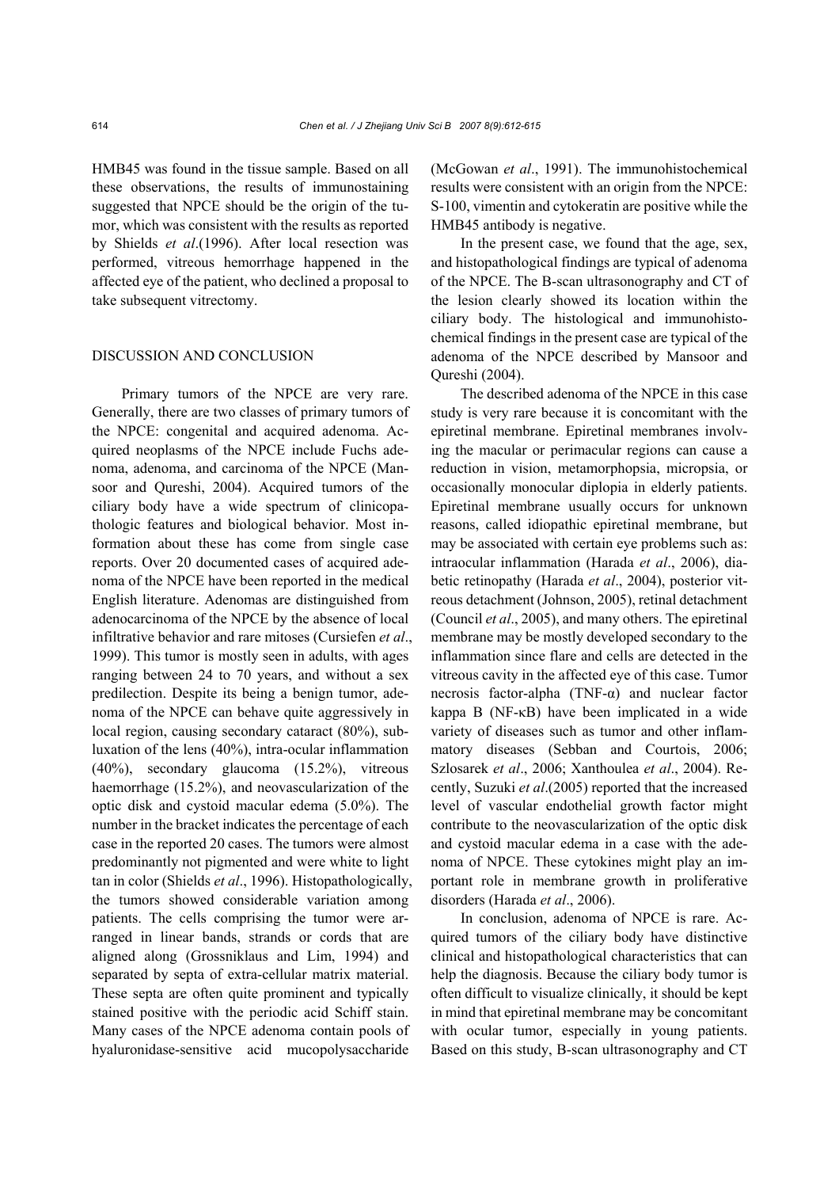HMB45 was found in the tissue sample. Based on all these observations, the results of immunostaining suggested that NPCE should be the origin of the tumor, which was consistent with the results as reported by Shields *et al*.(1996). After local resection was performed, vitreous hemorrhage happened in the affected eye of the patient, who declined a proposal to take subsequent vitrectomy.

## DISCUSSION AND CONCLUSION

Primary tumors of the NPCE are very rare. Generally, there are two classes of primary tumors of the NPCE: congenital and acquired adenoma. Acquired neoplasms of the NPCE include Fuchs adenoma, adenoma, and carcinoma of the NPCE (Mansoor and Qureshi, 2004). Acquired tumors of the ciliary body have a wide spectrum of clinicopathologic features and biological behavior. Most information about these has come from single case reports. Over 20 documented cases of acquired adenoma of the NPCE have been reported in the medical English literature. Adenomas are distinguished from adenocarcinoma of the NPCE by the absence of local infiltrative behavior and rare mitoses (Cursiefen *et al*., 1999). This tumor is mostly seen in adults, with ages ranging between 24 to 70 years, and without a sex predilection. Despite its being a benign tumor, adenoma of the NPCE can behave quite aggressively in local region, causing secondary cataract (80%), subluxation of the lens (40%), intra-ocular inflammation (40%), secondary glaucoma (15.2%), vitreous haemorrhage (15.2%), and neovascularization of the optic disk and cystoid macular edema (5.0%). The number in the bracket indicates the percentage of each case in the reported 20 cases. The tumors were almost predominantly not pigmented and were white to light tan in color (Shields *et al*., 1996). Histopathologically, the tumors showed considerable variation among patients. The cells comprising the tumor were arranged in linear bands, strands or cords that are aligned along (Grossniklaus and Lim, 1994) and separated by septa of extra-cellular matrix material. These septa are often quite prominent and typically stained positive with the periodic acid Schiff stain. Many cases of the NPCE adenoma contain pools of hyaluronidase-sensitive acid mucopolysaccharide (McGowan *et al*., 1991). The immunohistochemical results were consistent with an origin from the NPCE: S-100, vimentin and cytokeratin are positive while the HMB45 antibody is negative.

In the present case, we found that the age, sex, and histopathological findings are typical of adenoma of the NPCE. The B-scan ultrasonography and CT of the lesion clearly showed its location within the ciliary body. The histological and immunohistochemical findings in the present case are typical of the adenoma of the NPCE described by Mansoor and Qureshi (2004).

The described adenoma of the NPCE in this case study is very rare because it is concomitant with the epiretinal membrane. Epiretinal membranes involving the macular or perimacular regions can cause a reduction in vision, metamorphopsia, micropsia, or occasionally monocular diplopia in elderly patients. Epiretinal membrane usually occurs for unknown reasons, called idiopathic epiretinal membrane, but may be associated with certain eye problems such as: intraocular inflammation (Harada *et al*., 2006), diabetic retinopathy (Harada *et al*., 2004), posterior vitreous detachment (Johnson, 2005), retinal detachment (Council *et al*., 2005), and many others. The epiretinal membrane may be mostly developed secondary to the inflammation since flare and cells are detected in the vitreous cavity in the affected eye of this case. Tumor necrosis factor-alpha (TNF-α) and nuclear factor kappa B (NF-κB) have been implicated in a wide variety of diseases such as tumor and other inflammatory diseases (Sebban and Courtois, 2006; Szlosarek *et al*., 2006; Xanthoulea *et al*., 2004). Recently, Suzuki *et al*.(2005) reported that the increased level of vascular endothelial growth factor might contribute to the neovascularization of the optic disk and cystoid macular edema in a case with the adenoma of NPCE. These cytokines might play an important role in membrane growth in proliferative disorders (Harada *et al*., 2006).

In conclusion, adenoma of NPCE is rare. Acquired tumors of the ciliary body have distinctive clinical and histopathological characteristics that can help the diagnosis. Because the ciliary body tumor is often difficult to visualize clinically, it should be kept in mind that epiretinal membrane may be concomitant with ocular tumor, especially in young patients. Based on this study, B-scan ultrasonography and CT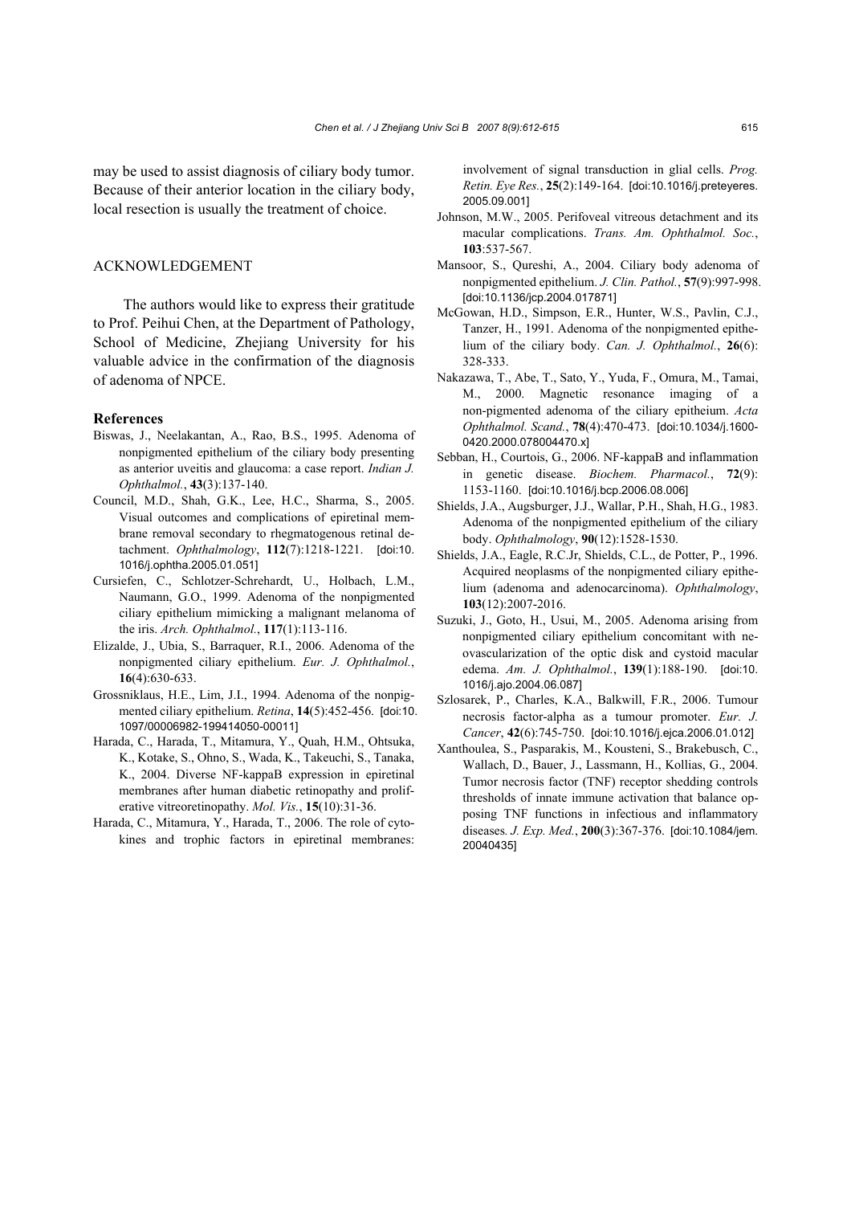may be used to assist diagnosis of ciliary body tumor. Because of their anterior location in the ciliary body, local resection is usually the treatment of choice.

## ACKNOWLEDGEMENT

The authors would like to express their gratitude to Prof. Peihui Chen, at the Department of Pathology, School of Medicine, Zhejiang University for his valuable advice in the confirmation of the diagnosis of adenoma of NPCE.

## References

Biswas, J., Neelakantan, A., Rao, B.S., 1995. Adenoma of nonpigmented epithelium of the ciliary body presenting as anterior uveitis and glaucoma: a case report. *Indian J. Ophthalmol.*, **43**(3):137-140.

Council, M.D., Shah, G.K., Lee, H.C., Sharma, S., 2005. Visual outcomes and complications of epiretinal membrane removal secondary to rhegmatogenous retinal detachment. *Ophthalmology*, **112**(7):1218-1221. [doi:10.1016/j.ophtha.2005.01.051]

Cursiefen, C., Schlotzer-Schrehardt, U., Holbach, L.M., Naumann, G.O., 1999. Adenoma of the nonpigmented ciliary epithelium mimicking a malignant melanoma of the iris. *Arch. Ophthalmol.*, **117**(1):113-116.

Elizalde, J., Ubia, S., Barraquer, R.I., 2006. Adenoma of the nonpigmented ciliary epithelium. *Eur. J. Ophthalmol.*, **16**(4):630-633.

Grossniklaus, H.E., Lim, J.I., 1994. Adenoma of the nonpigmented ciliary epithelium. *Retina*, **14**(5):452-456. [doi:10.1097/00006982-199414050-00011]

Harada, C., Harada, T., Mitamura, Y., Quah, H.M., Ohtsuka, K., Kotake, S., Ohno, S., Wada, K., Takeuchi, S., Tanaka, K., 2004. Diverse NF-kappaB expression in epiretinal membranes after human diabetic retinopathy and proliferative vitreoretinopathy. *Mol. Vis.*, **15**(10):31-36.

Harada, C., Mitamura, Y., Harada, T., 2006. The role of cytokines and trophic factors in epiretinal membranes: involvement of signal transduction in glial cells. *Prog. Retin. Eye Res.*, **25**(2):149-164. [doi:10.1016/j.preteyeres.2005.09.001]

Johnson, M.W., 2005. Perifoveal vitreous detachment and its macular complications. *Trans. Am. Ophthalmol. Soc.*, **103**:537-567.

Mansoor, S., Qureshi, A., 2004. Ciliary body adenoma of nonpigmented epithelium. *J. Clin. Pathol.*, **57**(9):997-998. [doi:10.1136/jcp.2004.017871]

McGowan, H.D., Simpson, E.R., Hunter, W.S., Pavlin, C.J., Tanzer, H., 1991. Adenoma of the nonpigmented epithelium of the ciliary body. *Can. J. Ophthalmol.*, **26**(6):328-333.

Nakazawa, T., Abe, T., Sato, Y., Yuda, F., Omura, M., Tamai, M., 2000. Magnetic resonance imaging of a non-pigmented adenoma of the ciliary epitheium. *Acta Ophthalmol. Scand.*, **78**(4):470-473. [doi:10.1034/j.1600-0420.2000.078004470.x]

Sebban, H., Courtois, G., 2006. NF-kappaB and inflammation in genetic disease. *Biochem. Pharmacol.*, **72**(9):1153-1160. [doi:10.1016/j.bcp.2006.08.006]

Shields, J.A., Augsburger, J.J., Wallar, P.H., Shah, H.G., 1983. Adenoma of the nonpigmented epithelium of the ciliary body. *Ophthalmology*, **90**(12):1528-1530.

Shields, J.A., Eagle, R.C.Jr, Shields, C.L., de Potter, P., 1996. Acquired neoplasms of the nonpigmented ciliary epithelium (adenoma and adenocarcinoma). *Ophthalmology*, **103**(12):2007-2016.

Suzuki, J., Goto, H., Usui, M., 2005. Adenoma arising from nonpigmented ciliary epithelium concomitant with neovascularization of the optic disk and cystoid macular edema. *Am. J. Ophthalmol.*, **139**(1):188-190. [doi:10.1016/j.ajo.2004.06.087]

Szlosarek, P., Charles, K.A., Balkwill, F.R., 2006. Tumour necrosis factor-alpha as a tumour promoter. *Eur. J. Cancer*, **42**(6):745-750. [doi:10.1016/j.ejca.2006.01.012]

Xanthoulea, S., Pasparakis, M., Kousteni, S., Brakebusch, C., Wallach, D., Bauer, J., Lassmann, H., Kollias, G., 2004. Tumor necrosis factor (TNF) receptor shedding controls thresholds of innate immune activation that balance opposing TNF functions in infectious and inflammatory diseases. *J. Exp. Med.*, **200**(3):367-376. [doi:10.1084/jem.20040435]